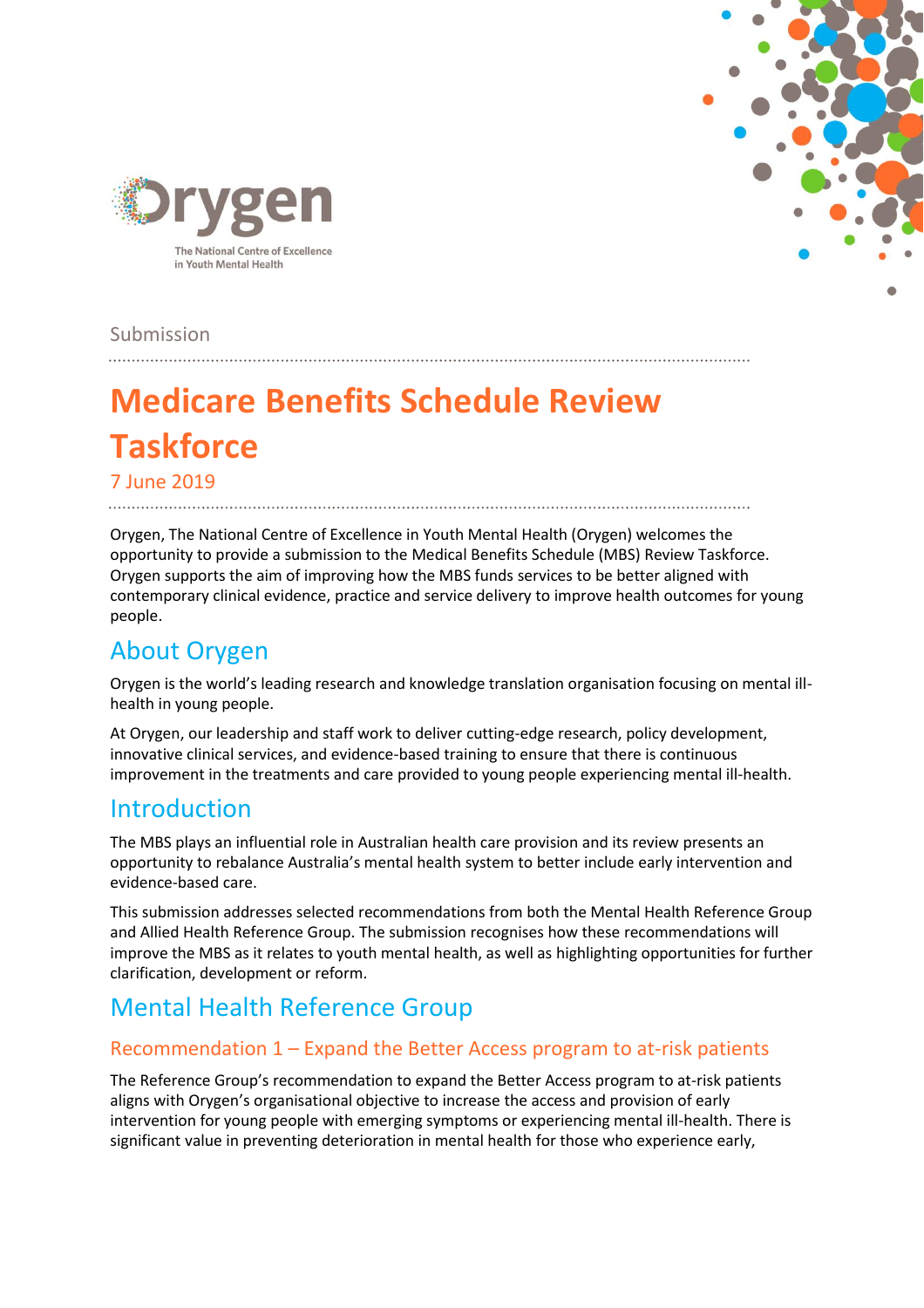Orygen

The National Centre of Excellence in Youth Mental Health

Submission

# Medicare Benefits Schedule Review Taskforce

7 June 2019

Orygen, The National Centre of Excellence in Youth Mental Health (Orygen) welcomes the opportunity to provide a submission to the Medical Benefits Schedule (MBS) Review Taskforce. Orygen supports the aim of improving how the MBS funds services to be better aligned with contemporary clinical evidence, practice and service delivery to improve health outcomes for young people.

## About Orygen

Orygen is the world's leading research and knowledge translation organisation focusing on mental ill-health in young people.

At Orygen, our leadership and staff work to deliver cutting-edge research, policy development, innovative clinical services, and evidence-based training to ensure that there is continuous improvement in the treatments and care provided to young people experiencing mental ill-health.

## Introduction

The MBS plays an influential role in Australian health care provision and its review presents an opportunity to rebalance Australia's mental health system to better include early intervention and evidence-based care.

This submission addresses selected recommendations from both the Mental Health Reference Group and Allied Health Reference Group. The submission recognises how these recommendations will improve the MBS as it relates to youth mental health, as well as highlighting opportunities for further clarification, development or reform.

## Mental Health Reference Group

### Recommendation 1 – Expand the Better Access program to at-risk patients

The Reference Group's recommendation to expand the Better Access program to at-risk patients aligns with Orygen's organisational objective to increase the access and provision of early intervention for young people with emerging symptoms or experiencing mental ill-health. There is significant value in preventing deterioration in mental health for those who experience early,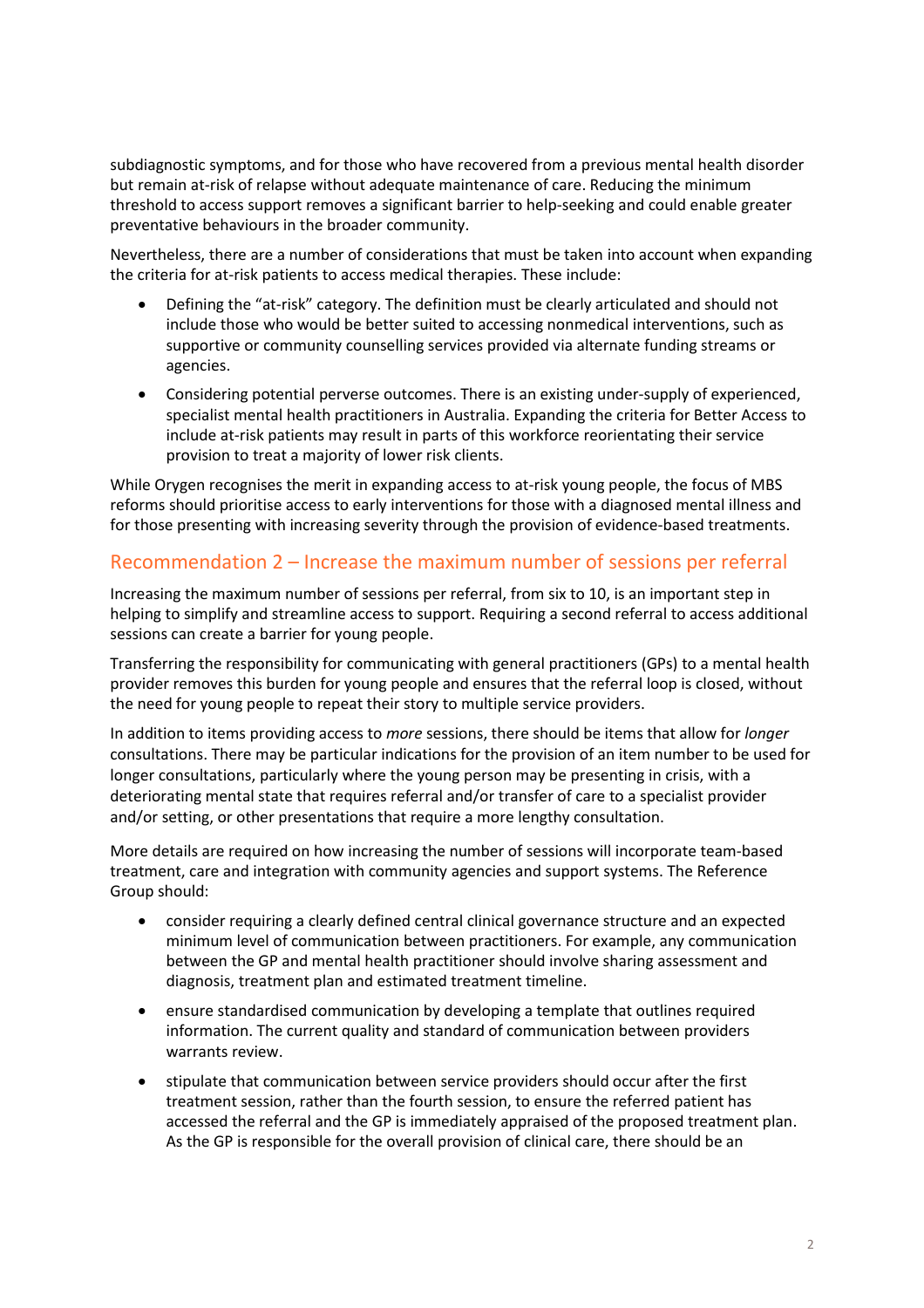subdiagnostic symptoms, and for those who have recovered from a previous mental health disorder but remain at-risk of relapse without adequate maintenance of care. Reducing the minimum threshold to access support removes a significant barrier to help-seeking and could enable greater preventative behaviours in the broader community.

Nevertheless, there are a number of considerations that must be taken into account when expanding the criteria for at-risk patients to access medical therapies. These include:

- Defining the "at-risk" category. The definition must be clearly articulated and should not include those who would be better suited to accessing nonmedical interventions, such as supportive or community counselling services provided via alternate funding streams or agencies.
- Considering potential perverse outcomes. There is an existing under-supply of experienced, specialist mental health practitioners in Australia. Expanding the criteria for Better Access to include at-risk patients may result in parts of this workforce reorientating their service provision to treat a majority of lower risk clients.

While Orygen recognises the merit in expanding access to at-risk young people, the focus of MBS reforms should prioritise access to early interventions for those with a diagnosed mental illness and for those presenting with increasing severity through the provision of evidence-based treatments.

## Recommendation 2 – Increase the maximum number of sessions per referral

Increasing the maximum number of sessions per referral, from six to 10, is an important step in helping to simplify and streamline access to support. Requiring a second referral to access additional sessions can create a barrier for young people.

Transferring the responsibility for communicating with general practitioners (GPs) to a mental health provider removes this burden for young people and ensures that the referral loop is closed, without the need for young people to repeat their story to multiple service providers.

In addition to items providing access to *more* sessions, there should be items that allow for *longer* consultations. There may be particular indications for the provision of an item number to be used for longer consultations, particularly where the young person may be presenting in crisis, with a deteriorating mental state that requires referral and/or transfer of care to a specialist provider and/or setting, or other presentations that require a more lengthy consultation.

More details are required on how increasing the number of sessions will incorporate team-based treatment, care and integration with community agencies and support systems. The Reference Group should:

- consider requiring a clearly defined central clinical governance structure and an expected minimum level of communication between practitioners. For example, any communication between the GP and mental health practitioner should involve sharing assessment and diagnosis, treatment plan and estimated treatment timeline.
- ensure standardised communication by developing a template that outlines required information. The current quality and standard of communication between providers warrants review.
- stipulate that communication between service providers should occur after the first treatment session, rather than the fourth session, to ensure the referred patient has accessed the referral and the GP is immediately appraised of the proposed treatment plan. As the GP is responsible for the overall provision of clinical care, there should be an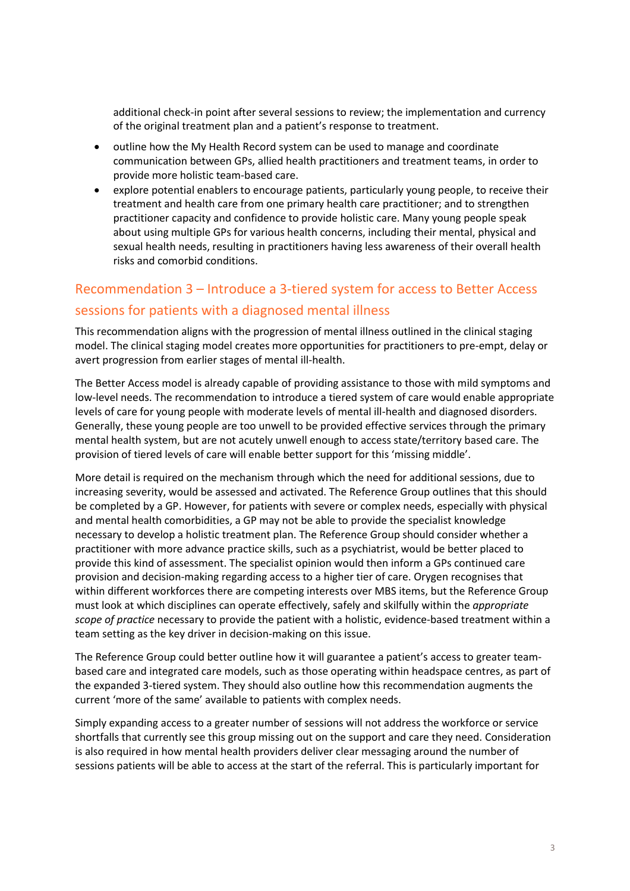additional check-in point after several sessions to review; the implementation and currency of the original treatment plan and a patient's response to treatment.

- outline how the My Health Record system can be used to manage and coordinate communication between GPs, allied health practitioners and treatment teams, in order to provide more holistic team-based care.
- explore potential enablers to encourage patients, particularly young people, to receive their treatment and health care from one primary health care practitioner; and to strengthen practitioner capacity and confidence to provide holistic care. Many young people speak about using multiple GPs for various health concerns, including their mental, physical and sexual health needs, resulting in practitioners having less awareness of their overall health risks and comorbid conditions.

## Recommendation 3 – Introduce a 3-tiered system for access to Better Access sessions for patients with a diagnosed mental illness

This recommendation aligns with the progression of mental illness outlined in the clinical staging model. The clinical staging model creates more opportunities for practitioners to pre-empt, delay or avert progression from earlier stages of mental ill-health.

The Better Access model is already capable of providing assistance to those with mild symptoms and low-level needs. The recommendation to introduce a tiered system of care would enable appropriate levels of care for young people with moderate levels of mental ill-health and diagnosed disorders. Generally, these young people are too unwell to be provided effective services through the primary mental health system, but are not acutely unwell enough to access state/territory based care. The provision of tiered levels of care will enable better support for this 'missing middle'.

More detail is required on the mechanism through which the need for additional sessions, due to increasing severity, would be assessed and activated. The Reference Group outlines that this should be completed by a GP. However, for patients with severe or complex needs, especially with physical and mental health comorbidities, a GP may not be able to provide the specialist knowledge necessary to develop a holistic treatment plan. The Reference Group should consider whether a practitioner with more advance practice skills, such as a psychiatrist, would be better placed to provide this kind of assessment. The specialist opinion would then inform a GPs continued care provision and decision-making regarding access to a higher tier of care. Orygen recognises that within different workforces there are competing interests over MBS items, but the Reference Group must look at which disciplines can operate effectively, safely and skilfully within the *appropriate scope of practice* necessary to provide the patient with a holistic, evidence-based treatment within a team setting as the key driver in decision-making on this issue.

The Reference Group could better outline how it will guarantee a patient's access to greater team-based care and integrated care models, such as those operating within headspace centres, as part of the expanded 3-tiered system. They should also outline how this recommendation augments the current 'more of the same' available to patients with complex needs.

Simply expanding access to a greater number of sessions will not address the workforce or service shortfalls that currently see this group missing out on the support and care they need. Consideration is also required in how mental health providers deliver clear messaging around the number of sessions patients will be able to access at the start of the referral. This is particularly important for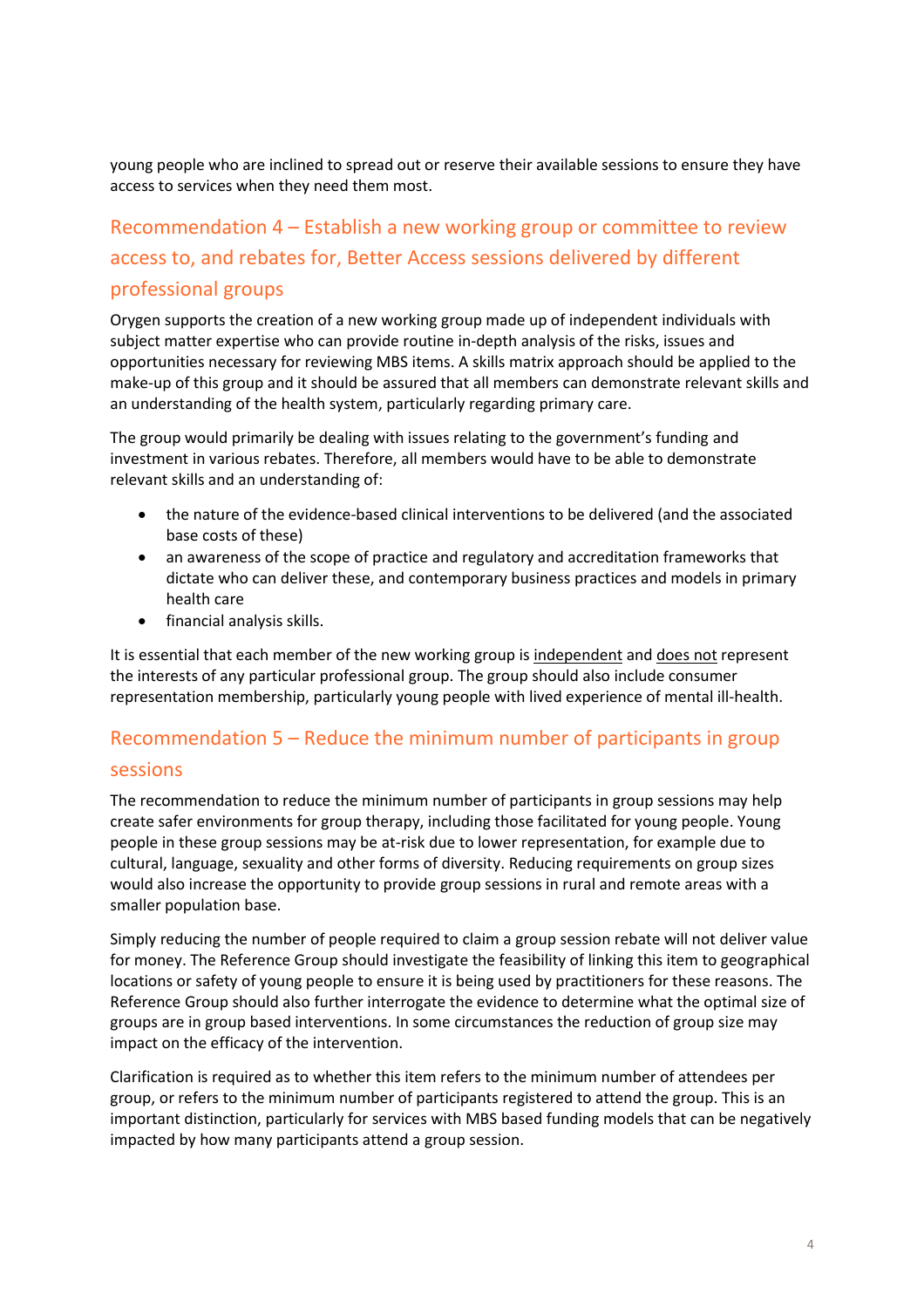young people who are inclined to spread out or reserve their available sessions to ensure they have access to services when they need them most.

## Recommendation 4 – Establish a new working group or committee to review access to, and rebates for, Better Access sessions delivered by different professional groups

Orygen supports the creation of a new working group made up of independent individuals with subject matter expertise who can provide routine in-depth analysis of the risks, issues and opportunities necessary for reviewing MBS items. A skills matrix approach should be applied to the make-up of this group and it should be assured that all members can demonstrate relevant skills and an understanding of the health system, particularly regarding primary care.

The group would primarily be dealing with issues relating to the government's funding and investment in various rebates. Therefore, all members would have to be able to demonstrate relevant skills and an understanding of:

- the nature of the evidence-based clinical interventions to be delivered (and the associated base costs of these)
- an awareness of the scope of practice and regulatory and accreditation frameworks that dictate who can deliver these, and contemporary business practices and models in primary health care
- financial analysis skills.

It is essential that each member of the new working group is <u>independent</u> and <u>does not</u> represent the interests of any particular professional group. The group should also include consumer representation membership, particularly young people with lived experience of mental ill-health.

## Recommendation 5 – Reduce the minimum number of participants in group sessions

The recommendation to reduce the minimum number of participants in group sessions may help create safer environments for group therapy, including those facilitated for young people. Young people in these group sessions may be at-risk due to lower representation, for example due to cultural, language, sexuality and other forms of diversity. Reducing requirements on group sizes would also increase the opportunity to provide group sessions in rural and remote areas with a smaller population base.

Simply reducing the number of people required to claim a group session rebate will not deliver value for money. The Reference Group should investigate the feasibility of linking this item to geographical locations or safety of young people to ensure it is being used by practitioners for these reasons. The Reference Group should also further interrogate the evidence to determine what the optimal size of groups are in group based interventions. In some circumstances the reduction of group size may impact on the efficacy of the intervention.

Clarification is required as to whether this item refers to the minimum number of attendees per group, or refers to the minimum number of participants registered to attend the group. This is an important distinction, particularly for services with MBS based funding models that can be negatively impacted by how many participants attend a group session.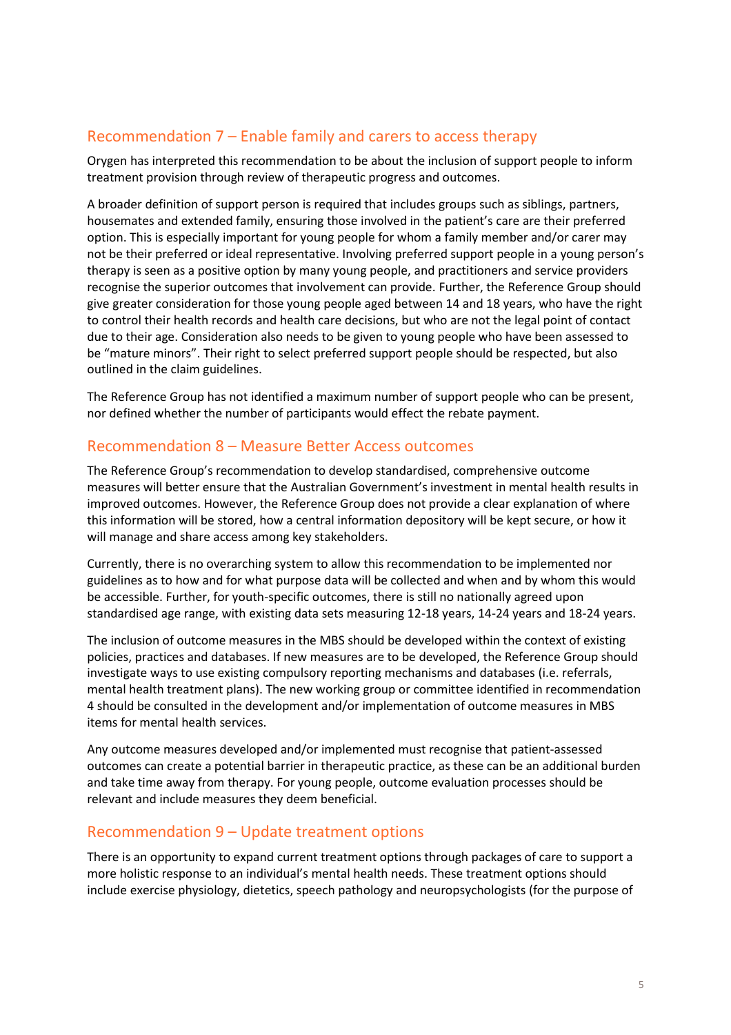## Recommendation 7 – Enable family and carers to access therapy

Orygen has interpreted this recommendation to be about the inclusion of support people to inform treatment provision through review of therapeutic progress and outcomes.

A broader definition of support person is required that includes groups such as siblings, partners, housemates and extended family, ensuring those involved in the patient's care are their preferred option. This is especially important for young people for whom a family member and/or carer may not be their preferred or ideal representative. Involving preferred support people in a young person's therapy is seen as a positive option by many young people, and practitioners and service providers recognise the superior outcomes that involvement can provide. Further, the Reference Group should give greater consideration for those young people aged between 14 and 18 years, who have the right to control their health records and health care decisions, but who are not the legal point of contact due to their age. Consideration also needs to be given to young people who have been assessed to be "mature minors". Their right to select preferred support people should be respected, but also outlined in the claim guidelines.

The Reference Group has not identified a maximum number of support people who can be present, nor defined whether the number of participants would effect the rebate payment.

## Recommendation 8 – Measure Better Access outcomes

The Reference Group's recommendation to develop standardised, comprehensive outcome measures will better ensure that the Australian Government's investment in mental health results in improved outcomes. However, the Reference Group does not provide a clear explanation of where this information will be stored, how a central information depository will be kept secure, or how it will manage and share access among key stakeholders.

Currently, there is no overarching system to allow this recommendation to be implemented nor guidelines as to how and for what purpose data will be collected and when and by whom this would be accessible. Further, for youth-specific outcomes, there is still no nationally agreed upon standardised age range, with existing data sets measuring 12-18 years, 14-24 years and 18-24 years.

The inclusion of outcome measures in the MBS should be developed within the context of existing policies, practices and databases. If new measures are to be developed, the Reference Group should investigate ways to use existing compulsory reporting mechanisms and databases (i.e. referrals, mental health treatment plans). The new working group or committee identified in recommendation 4 should be consulted in the development and/or implementation of outcome measures in MBS items for mental health services.

Any outcome measures developed and/or implemented must recognise that patient-assessed outcomes can create a potential barrier in therapeutic practice, as these can be an additional burden and take time away from therapy. For young people, outcome evaluation processes should be relevant and include measures they deem beneficial.

## Recommendation 9 – Update treatment options

There is an opportunity to expand current treatment options through packages of care to support a more holistic response to an individual's mental health needs. These treatment options should include exercise physiology, dietetics, speech pathology and neuropsychologists (for the purpose of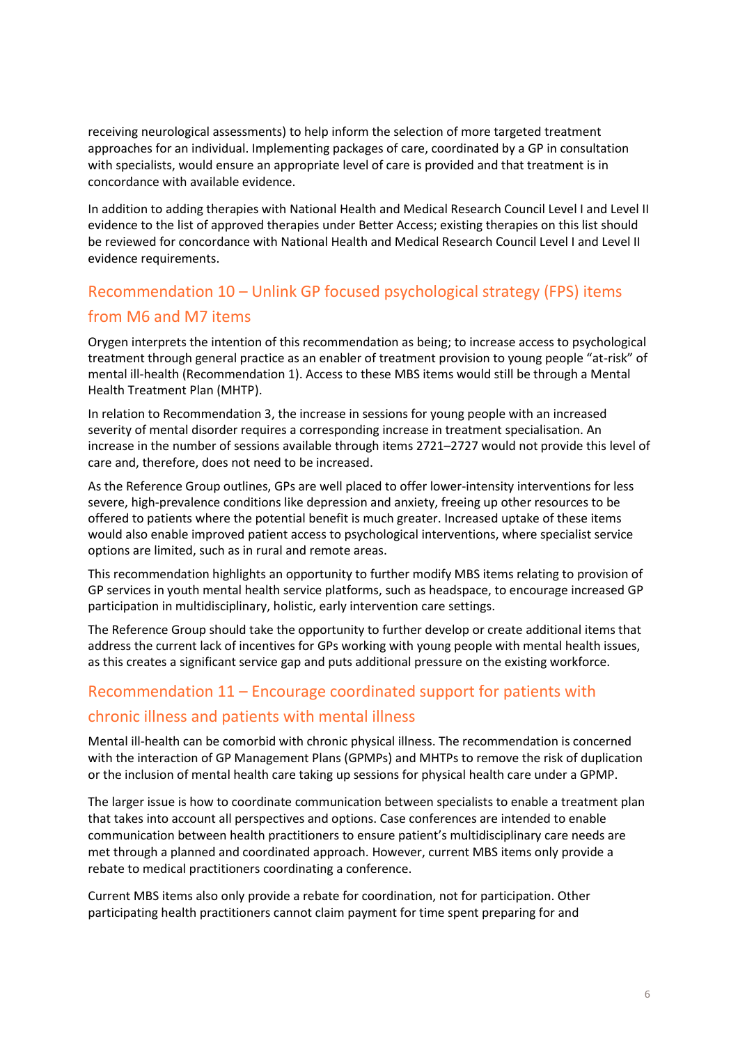receiving neurological assessments) to help inform the selection of more targeted treatment approaches for an individual. Implementing packages of care, coordinated by a GP in consultation with specialists, would ensure an appropriate level of care is provided and that treatment is in concordance with available evidence.

In addition to adding therapies with National Health and Medical Research Council Level I and Level II evidence to the list of approved therapies under Better Access; existing therapies on this list should be reviewed for concordance with National Health and Medical Research Council Level I and Level II evidence requirements.

## Recommendation 10 – Unlink GP focused psychological strategy (FPS) items from M6 and M7 items

Orygen interprets the intention of this recommendation as being; to increase access to psychological treatment through general practice as an enabler of treatment provision to young people "at-risk" of mental ill-health (Recommendation 1). Access to these MBS items would still be through a Mental Health Treatment Plan (MHTP).

In relation to Recommendation 3, the increase in sessions for young people with an increased severity of mental disorder requires a corresponding increase in treatment specialisation. An increase in the number of sessions available through items 2721–2727 would not provide this level of care and, therefore, does not need to be increased.

As the Reference Group outlines, GPs are well placed to offer lower-intensity interventions for less severe, high-prevalence conditions like depression and anxiety, freeing up other resources to be offered to patients where the potential benefit is much greater. Increased uptake of these items would also enable improved patient access to psychological interventions, where specialist service options are limited, such as in rural and remote areas.

This recommendation highlights an opportunity to further modify MBS items relating to provision of GP services in youth mental health service platforms, such as headspace, to encourage increased GP participation in multidisciplinary, holistic, early intervention care settings.

The Reference Group should take the opportunity to further develop or create additional items that address the current lack of incentives for GPs working with young people with mental health issues, as this creates a significant service gap and puts additional pressure on the existing workforce.

## Recommendation 11 – Encourage coordinated support for patients with chronic illness and patients with mental illness

Mental ill-health can be comorbid with chronic physical illness. The recommendation is concerned with the interaction of GP Management Plans (GPMPs) and MHTPs to remove the risk of duplication or the inclusion of mental health care taking up sessions for physical health care under a GPMP.

The larger issue is how to coordinate communication between specialists to enable a treatment plan that takes into account all perspectives and options. Case conferences are intended to enable communication between health practitioners to ensure patient's multidisciplinary care needs are met through a planned and coordinated approach. However, current MBS items only provide a rebate to medical practitioners coordinating a conference.

Current MBS items also only provide a rebate for coordination, not for participation. Other participating health practitioners cannot claim payment for time spent preparing for and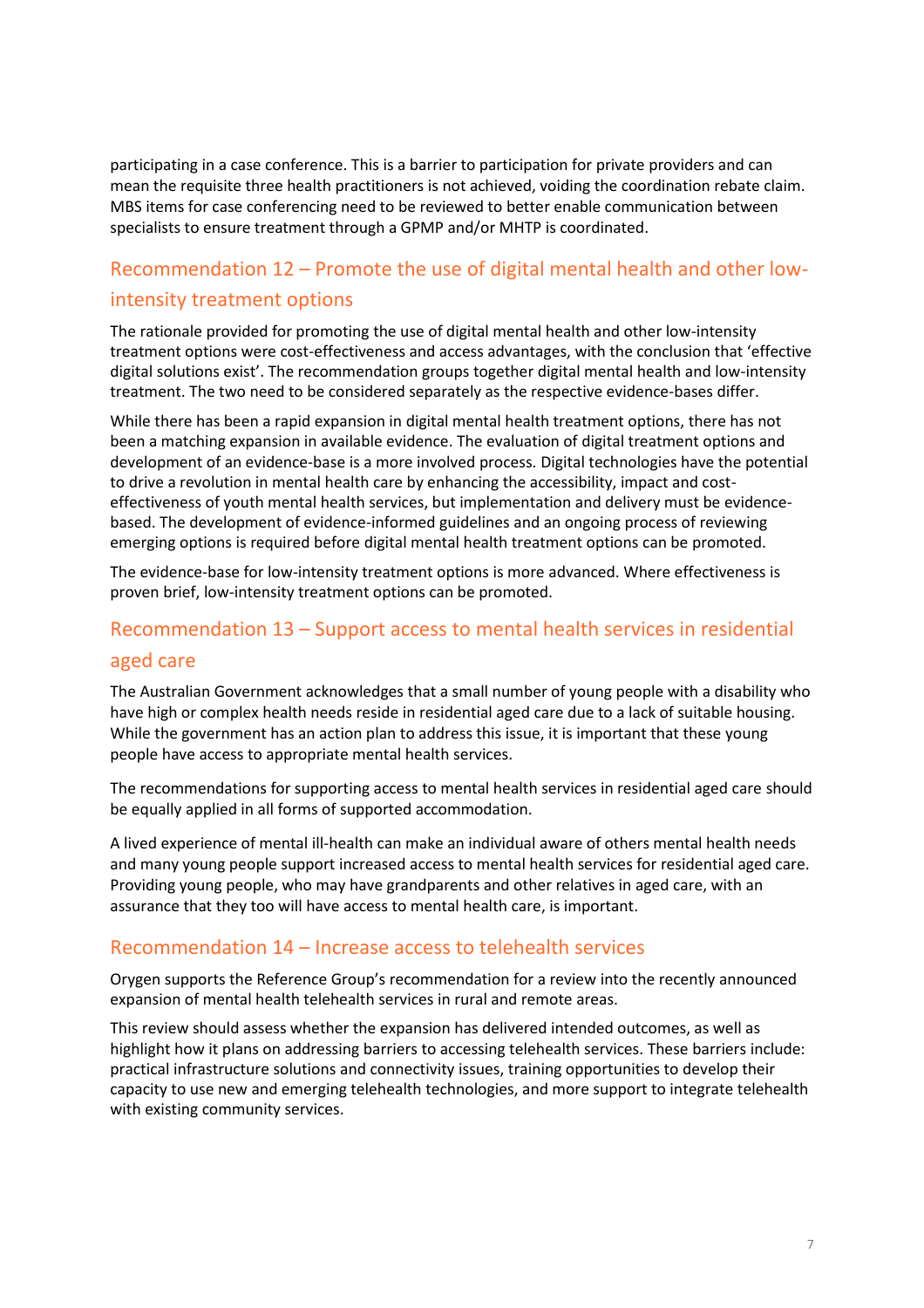participating in a case conference. This is a barrier to participation for private providers and can mean the requisite three health practitioners is not achieved, voiding the coordination rebate claim. MBS items for case conferencing need to be reviewed to better enable communication between specialists to ensure treatment through a GPMP and/or MHTP is coordinated.

## Recommendation 12 – Promote the use of digital mental health and other low-intensity treatment options

The rationale provided for promoting the use of digital mental health and other low-intensity treatment options were cost-effectiveness and access advantages, with the conclusion that 'effective digital solutions exist'. The recommendation groups together digital mental health and low-intensity treatment. The two need to be considered separately as the respective evidence-bases differ.

While there has been a rapid expansion in digital mental health treatment options, there has not been a matching expansion in available evidence. The evaluation of digital treatment options and development of an evidence-base is a more involved process. Digital technologies have the potential to drive a revolution in mental health care by enhancing the accessibility, impact and cost-effectiveness of youth mental health services, but implementation and delivery must be evidence-based. The development of evidence-informed guidelines and an ongoing process of reviewing emerging options is required before digital mental health treatment options can be promoted.

The evidence-base for low-intensity treatment options is more advanced. Where effectiveness is proven brief, low-intensity treatment options can be promoted.

## Recommendation 13 – Support access to mental health services in residential aged care

The Australian Government acknowledges that a small number of young people with a disability who have high or complex health needs reside in residential aged care due to a lack of suitable housing. While the government has an action plan to address this issue, it is important that these young people have access to appropriate mental health services.

The recommendations for supporting access to mental health services in residential aged care should be equally applied in all forms of supported accommodation.

A lived experience of mental ill-health can make an individual aware of others mental health needs and many young people support increased access to mental health services for residential aged care. Providing young people, who may have grandparents and other relatives in aged care, with an assurance that they too will have access to mental health care, is important.

## Recommendation 14 – Increase access to telehealth services

Orygen supports the Reference Group's recommendation for a review into the recently announced expansion of mental health telehealth services in rural and remote areas.

This review should assess whether the expansion has delivered intended outcomes, as well as highlight how it plans on addressing barriers to accessing telehealth services. These barriers include: practical infrastructure solutions and connectivity issues, training opportunities to develop their capacity to use new and emerging telehealth technologies, and more support to integrate telehealth with existing community services.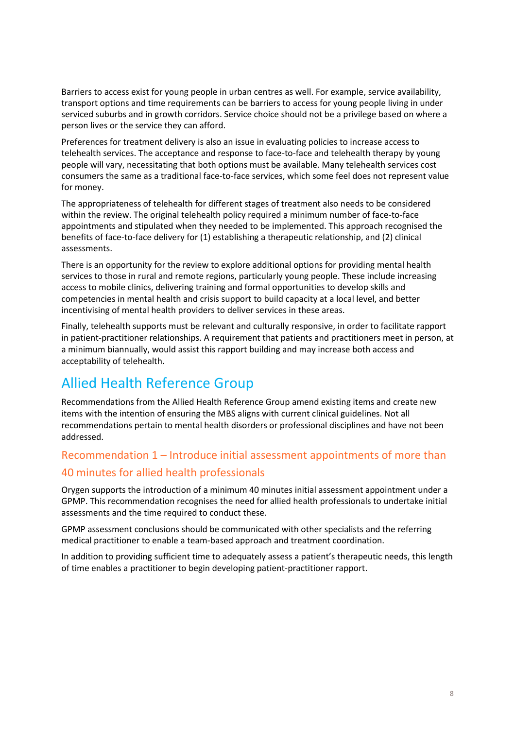Barriers to access exist for young people in urban centres as well. For example, service availability, transport options and time requirements can be barriers to access for young people living in under serviced suburbs and in growth corridors. Service choice should not be a privilege based on where a person lives or the service they can afford.

Preferences for treatment delivery is also an issue in evaluating policies to increase access to telehealth services. The acceptance and response to face-to-face and telehealth therapy by young people will vary, necessitating that both options must be available. Many telehealth services cost consumers the same as a traditional face-to-face services, which some feel does not represent value for money.

The appropriateness of telehealth for different stages of treatment also needs to be considered within the review. The original telehealth policy required a minimum number of face-to-face appointments and stipulated when they needed to be implemented. This approach recognised the benefits of face-to-face delivery for (1) establishing a therapeutic relationship, and (2) clinical assessments.

There is an opportunity for the review to explore additional options for providing mental health services to those in rural and remote regions, particularly young people. These include increasing access to mobile clinics, delivering training and formal opportunities to develop skills and competencies in mental health and crisis support to build capacity at a local level, and better incentivising of mental health providers to deliver services in these areas.

Finally, telehealth supports must be relevant and culturally responsive, in order to facilitate rapport in patient-practitioner relationships. A requirement that patients and practitioners meet in person, at a minimum biannually, would assist this rapport building and may increase both access and acceptability of telehealth.

## Allied Health Reference Group

Recommendations from the Allied Health Reference Group amend existing items and create new items with the intention of ensuring the MBS aligns with current clinical guidelines. Not all recommendations pertain to mental health disorders or professional disciplines and have not been addressed.

### Recommendation 1 – Introduce initial assessment appointments of more than 40 minutes for allied health professionals

Orygen supports the introduction of a minimum 40 minutes initial assessment appointment under a GPMP. This recommendation recognises the need for allied health professionals to undertake initial assessments and the time required to conduct these.

GPMP assessment conclusions should be communicated with other specialists and the referring medical practitioner to enable a team-based approach and treatment coordination.

In addition to providing sufficient time to adequately assess a patient's therapeutic needs, this length of time enables a practitioner to begin developing patient-practitioner rapport.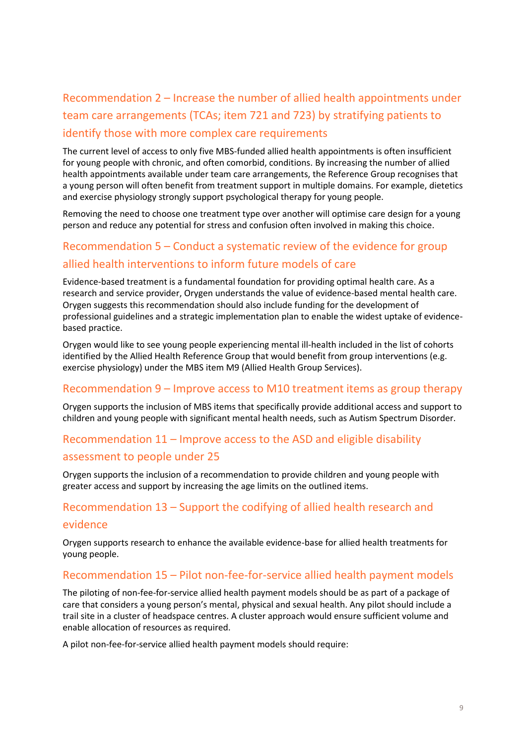## Recommendation 2 – Increase the number of allied health appointments under team care arrangements (TCAs; item 721 and 723) by stratifying patients to identify those with more complex care requirements

The current level of access to only five MBS-funded allied health appointments is often insufficient for young people with chronic, and often comorbid, conditions. By increasing the number of allied health appointments available under team care arrangements, the Reference Group recognises that a young person will often benefit from treatment support in multiple domains. For example, dietetics and exercise physiology strongly support psychological therapy for young people.

Removing the need to choose one treatment type over another will optimise care design for a young person and reduce any potential for stress and confusion often involved in making this choice.

## Recommendation 5 – Conduct a systematic review of the evidence for group allied health interventions to inform future models of care

Evidence-based treatment is a fundamental foundation for providing optimal health care. As a research and service provider, Orygen understands the value of evidence-based mental health care. Orygen suggests this recommendation should also include funding for the development of professional guidelines and a strategic implementation plan to enable the widest uptake of evidence-based practice.

Orygen would like to see young people experiencing mental ill-health included in the list of cohorts identified by the Allied Health Reference Group that would benefit from group interventions (e.g. exercise physiology) under the MBS item M9 (Allied Health Group Services).

## Recommendation 9 – Improve access to M10 treatment items as group therapy

Orygen supports the inclusion of MBS items that specifically provide additional access and support to children and young people with significant mental health needs, such as Autism Spectrum Disorder.

## Recommendation 11 – Improve access to the ASD and eligible disability assessment to people under 25

Orygen supports the inclusion of a recommendation to provide children and young people with greater access and support by increasing the age limits on the outlined items.

## Recommendation 13 – Support the codifying of allied health research and evidence

Orygen supports research to enhance the available evidence-base for allied health treatments for young people.

## Recommendation 15 – Pilot non-fee-for-service allied health payment models

The piloting of non-fee-for-service allied health payment models should be as part of a package of care that considers a young person's mental, physical and sexual health. Any pilot should include a trail site in a cluster of headspace centres. A cluster approach would ensure sufficient volume and enable allocation of resources as required.

A pilot non-fee-for-service allied health payment models should require: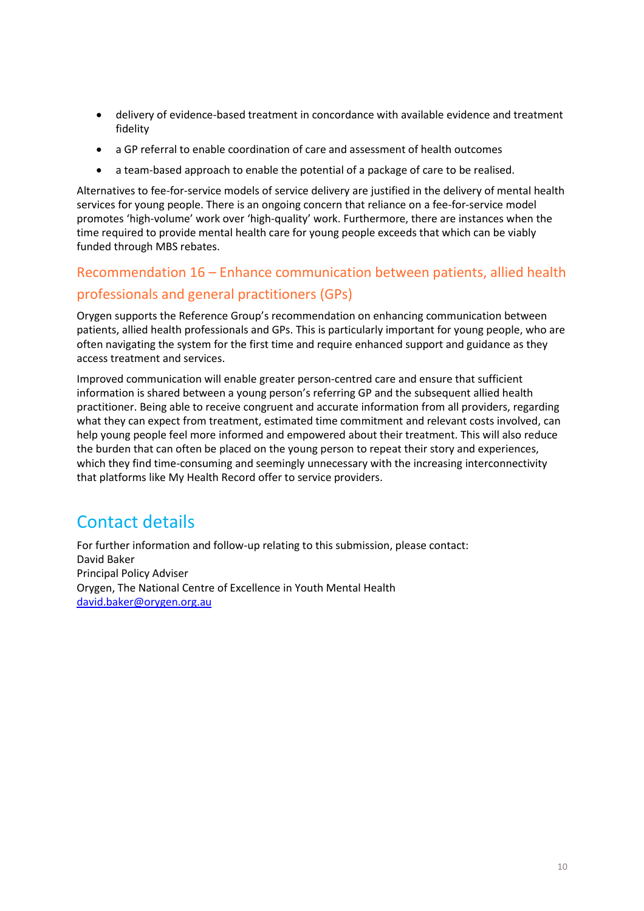- delivery of evidence-based treatment in concordance with available evidence and treatment fidelity
- a GP referral to enable coordination of care and assessment of health outcomes
- a team-based approach to enable the potential of a package of care to be realised.

Alternatives to fee-for-service models of service delivery are justified in the delivery of mental health services for young people. There is an ongoing concern that reliance on a fee-for-service model promotes 'high-volume' work over 'high-quality' work. Furthermore, there are instances when the time required to provide mental health care for young people exceeds that which can be viably funded through MBS rebates.

### Recommendation 16 – Enhance communication between patients, allied health professionals and general practitioners (GPs)

Orygen supports the Reference Group's recommendation on enhancing communication between patients, allied health professionals and GPs. This is particularly important for young people, who are often navigating the system for the first time and require enhanced support and guidance as they access treatment and services.

Improved communication will enable greater person-centred care and ensure that sufficient information is shared between a young person's referring GP and the subsequent allied health practitioner. Being able to receive congruent and accurate information from all providers, regarding what they can expect from treatment, estimated time commitment and relevant costs involved, can help young people feel more informed and empowered about their treatment. This will also reduce the burden that can often be placed on the young person to repeat their story and experiences, which they find time-consuming and seemingly unnecessary with the increasing interconnectivity that platforms like My Health Record offer to service providers.

## Contact details

For further information and follow-up relating to this submission, please contact:
David Baker
Principal Policy Adviser
Orygen, The National Centre of Excellence in Youth Mental Health
david.baker@orygen.org.au